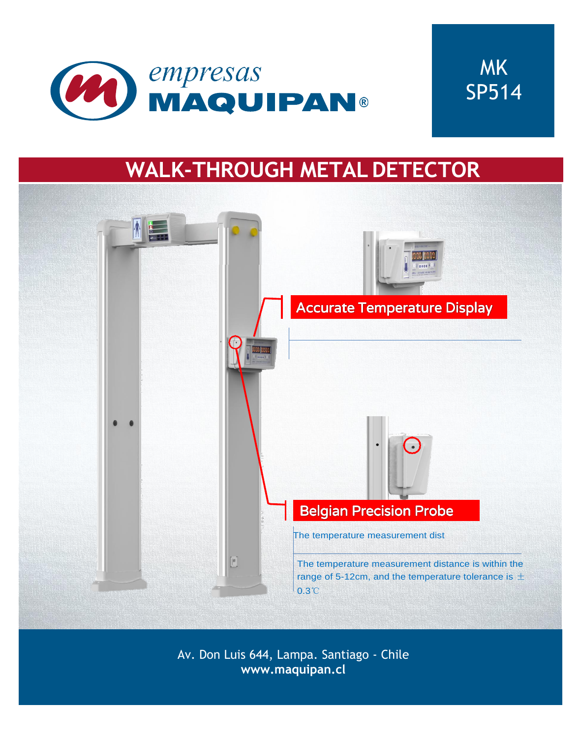empresas **MAQUIPAN®**

MK
SP514

# WALK-THROUGH METAL DETECTOR

**Accurate Temperature Display**

**Belgian Precision Probe**

The temperature measurement dist

The temperature measurement distance is within the range of 5-12cm, and the temperature tolerance is ±0.3℃

Av. Don Luis 644, Lampa. Santiago - Chile
**www.maquipan.cl**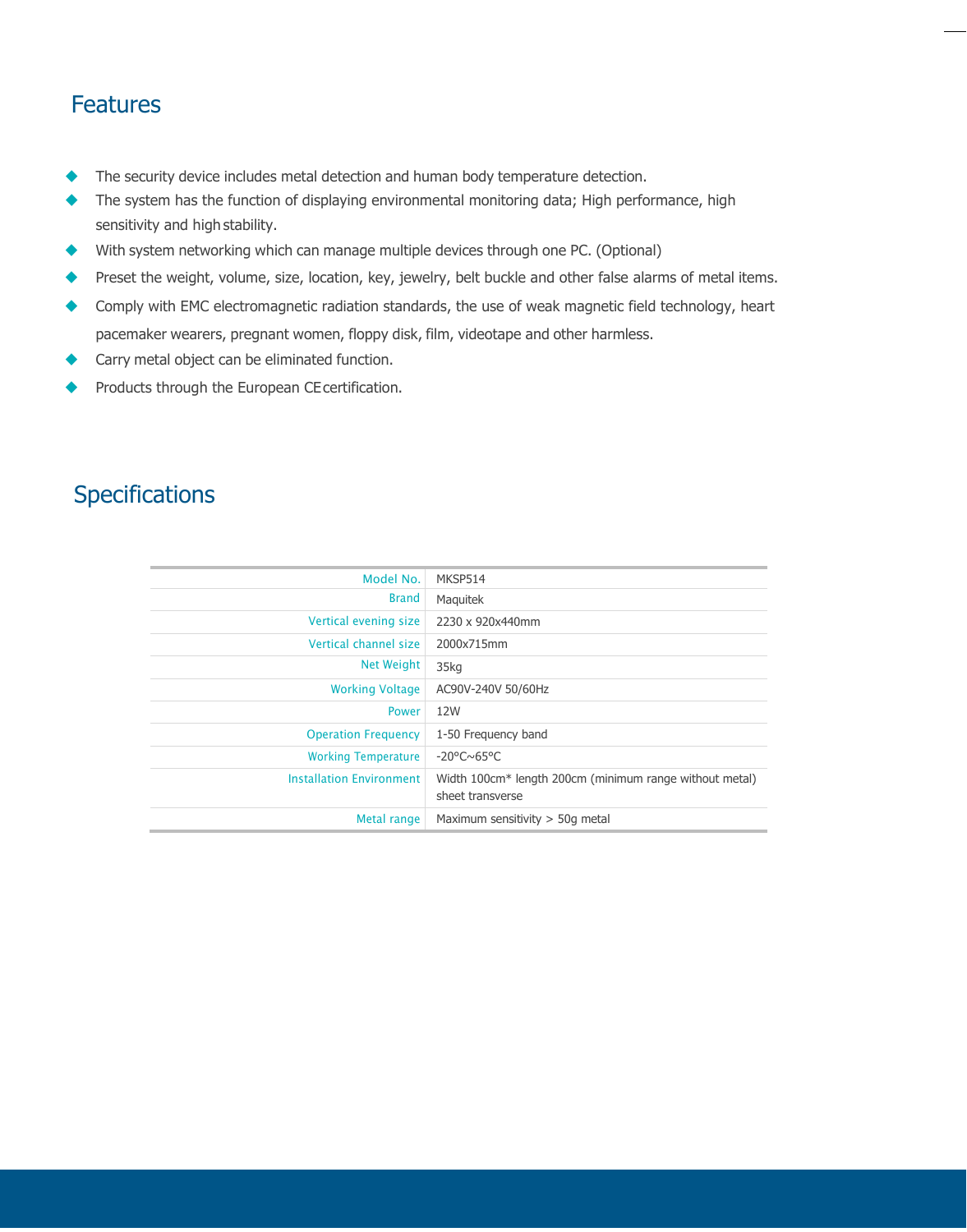## Features

- The security device includes metal detection and human body temperature detection.
- The system has the function of displaying environmental monitoring data; High performance, high sensitivity and high stability.
- With system networking which can manage multiple devices through one PC. (Optional)
- Preset the weight, volume, size, location, key, jewelry, belt buckle and other false alarms of metal items.
- Comply with EMC electromagnetic radiation standards, the use of weak magnetic field technology, heart pacemaker wearers, pregnant women, floppy disk, film, videotape and other harmless.
- Carry metal object can be eliminated function.
- Products through the European CE certification.

## Specifications

| | |
|---|---|
| Model No. | MKSP514 |
| Brand | Maquitek |
| Vertical evening size | 2230 x 920x440mm |
| Vertical channel size | 2000x715mm |
| Net Weight | 35kg |
| Working Voltage | AC90V-240V 50/60Hz |
| Power | 12W |
| Operation Frequency | 1-50 Frequency band |
| Working Temperature | -20°C~65°C |
| Installation Environment | Width 100cm* length 200cm (minimum range without metal) sheet transverse |
| Metal range | Maximum sensitivity > 50g metal |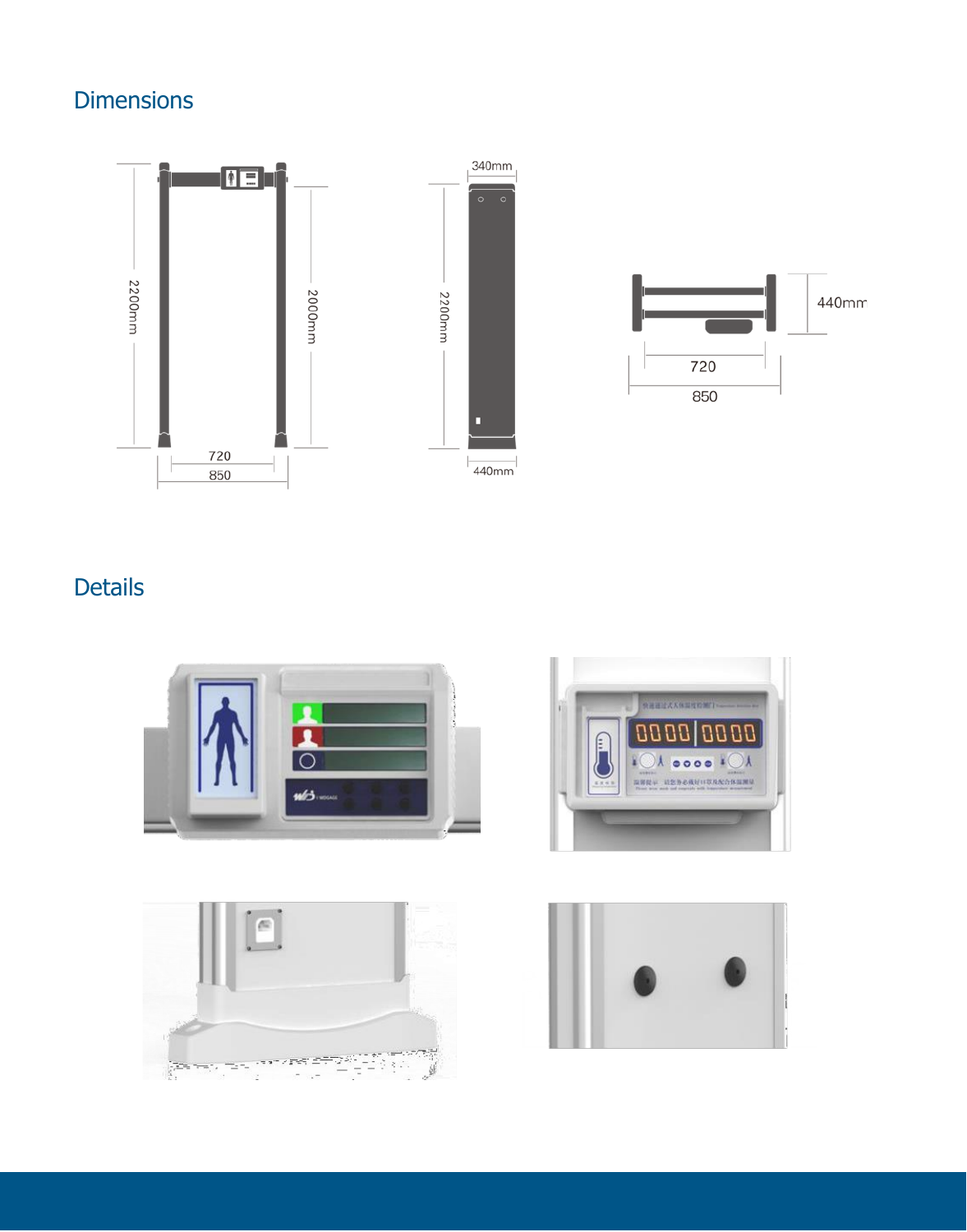## Dimensions

## Details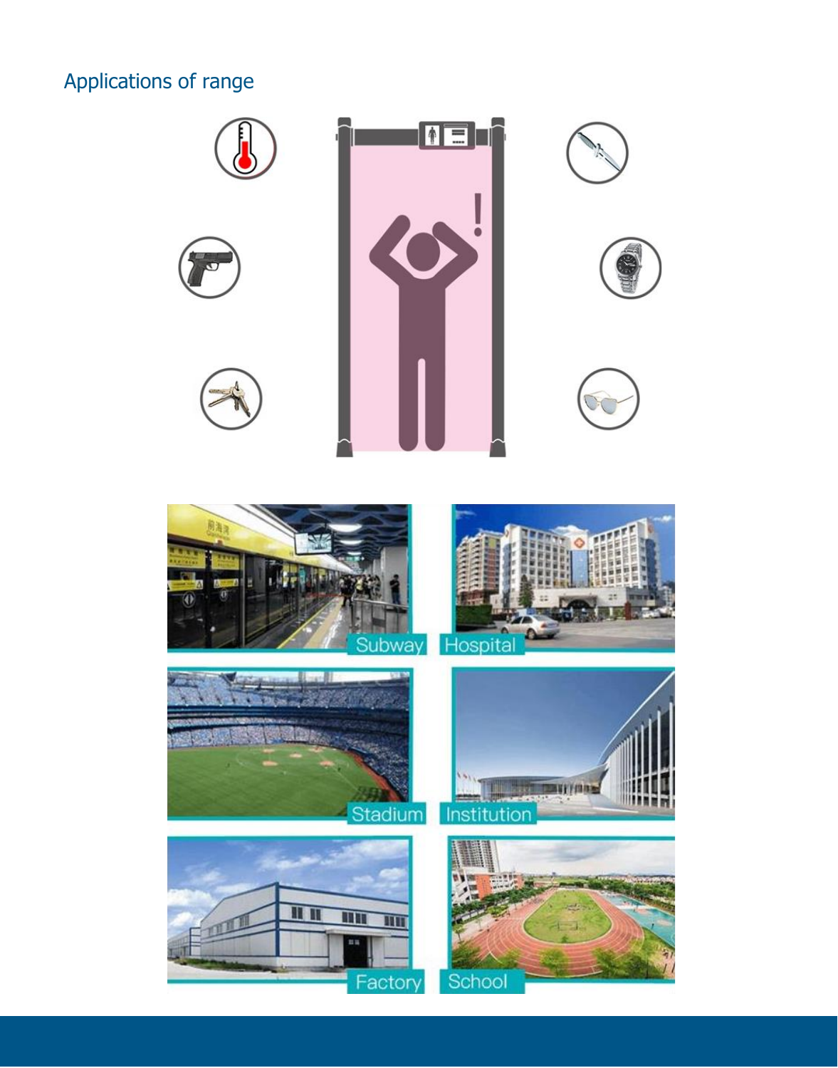## Applications of range

Subway

Hospital

Stadium

Institution

Factory

School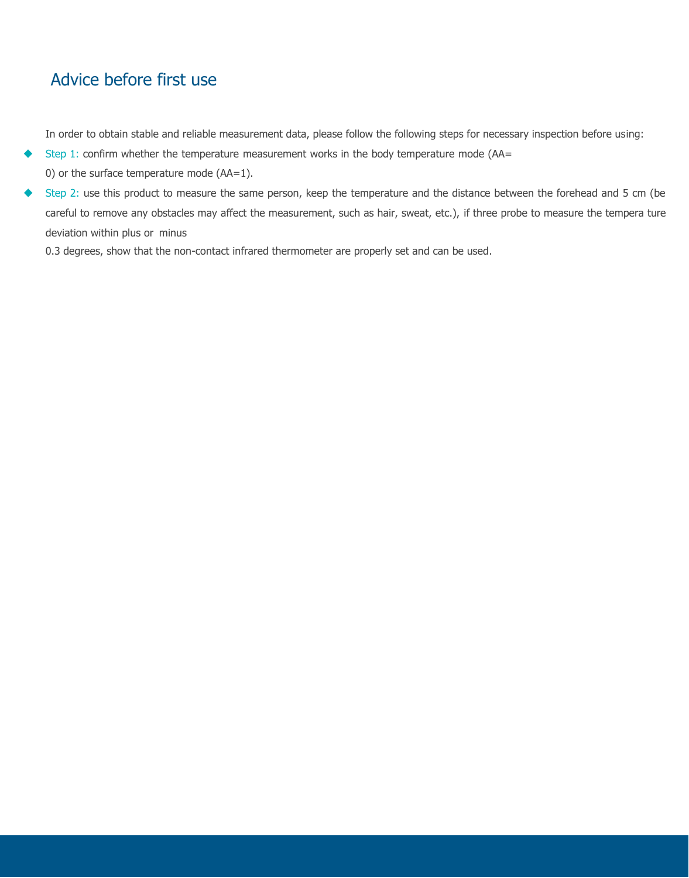## Advice before first use

In order to obtain stable and reliable measurement data, please follow the following steps for necessary inspection before using:

- Step 1: confirm whether the temperature measurement works in the body temperature mode (AA= 0) or the surface temperature mode (AA=1).
- Step 2: use this product to measure the same person, keep the temperature and the distance between the forehead and 5 cm (be careful to remove any obstacles may affect the measurement, such as hair, sweat, etc.), if three probe to measure the tempera ture deviation within plus or minus 0.3 degrees, show that the non-contact infrared thermometer are properly set and can be used.